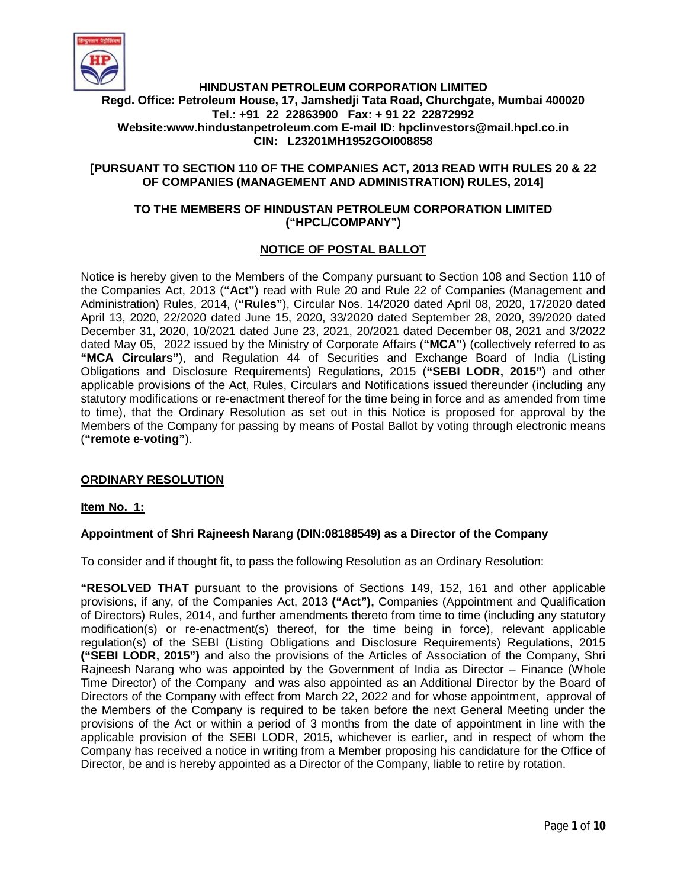# HINDUSTAN PETROLEUM CORPORATION LIMITED

**Regd. Office: Petroleum House, 17, Jamshedji Tata Road, Churchgate, Mumbai 400020**
**Tel.: +91 22 22863900 Fax: + 91 22 22872992**
**Website:www.hindustanpetroleum.com E-mail ID: hpclinvestors@mail.hpcl.co.in**
**CIN: L23201MH1952GOI008858**

**[PURSUANT TO SECTION 110 OF THE COMPANIES ACT, 2013 READ WITH RULES 20 & 22 OF COMPANIES (MANAGEMENT AND ADMINISTRATION) RULES, 2014]**

**TO THE MEMBERS OF HINDUSTAN PETROLEUM CORPORATION LIMITED ("HPCL/COMPANY")**

## NOTICE OF POSTAL BALLOT

Notice is hereby given to the Members of the Company pursuant to Section 108 and Section 110 of the Companies Act, 2013 (**"Act"**) read with Rule 20 and Rule 22 of Companies (Management and Administration) Rules, 2014, (**"Rules"**), Circular Nos. 14/2020 dated April 08, 2020, 17/2020 dated April 13, 2020, 22/2020 dated June 15, 2020, 33/2020 dated September 28, 2020, 39/2020 dated December 31, 2020, 10/2021 dated June 23, 2021, 20/2021 dated December 08, 2021 and 3/2022 dated May 05, 2022 issued by the Ministry of Corporate Affairs (**"MCA"**) (collectively referred to as **"MCA Circulars"**), and Regulation 44 of Securities and Exchange Board of India (Listing Obligations and Disclosure Requirements) Regulations, 2015 (**"SEBI LODR, 2015"**) and other applicable provisions of the Act, Rules, Circulars and Notifications issued thereunder (including any statutory modifications or re-enactment thereof for the time being in force and as amended from time to time), that the Ordinary Resolution as set out in this Notice is proposed for approval by the Members of the Company for passing by means of Postal Ballot by voting through electronic means (**"remote e-voting"**).

## ORDINARY RESOLUTION

**Item No. 1:**

**Appointment of Shri Rajneesh Narang (DIN:08188549) as a Director of the Company**

To consider and if thought fit, to pass the following Resolution as an Ordinary Resolution:

**"RESOLVED THAT** pursuant to the provisions of Sections 149, 152, 161 and other applicable provisions, if any, of the Companies Act, 2013 **("Act"),** Companies (Appointment and Qualification of Directors) Rules, 2014, and further amendments thereto from time to time (including any statutory modification(s) or re-enactment(s) thereof, for the time being in force), relevant applicable regulation(s) of the SEBI (Listing Obligations and Disclosure Requirements) Regulations, 2015 **("SEBI LODR, 2015")** and also the provisions of the Articles of Association of the Company, Shri Rajneesh Narang who was appointed by the Government of India as Director – Finance (Whole Time Director) of the Company and was also appointed as an Additional Director by the Board of Directors of the Company with effect from March 22, 2022 and for whose appointment, approval of the Members of the Company is required to be taken before the next General Meeting under the provisions of the Act or within a period of 3 months from the date of appointment in line with the applicable provision of the SEBI LODR, 2015, whichever is earlier, and in respect of whom the Company has received a notice in writing from a Member proposing his candidature for the Office of Director, be and is hereby appointed as a Director of the Company, liable to retire by rotation.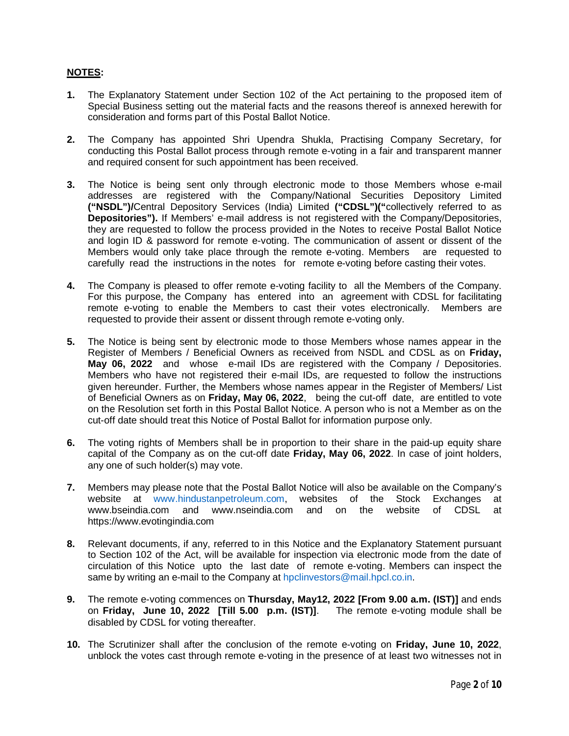**NOTES:**

1. The Explanatory Statement under Section 102 of the Act pertaining to the proposed item of Special Business setting out the material facts and the reasons thereof is annexed herewith for consideration and forms part of this Postal Ballot Notice.

2. The Company has appointed Shri Upendra Shukla, Practising Company Secretary, for conducting this Postal Ballot process through remote e-voting in a fair and transparent manner and required consent for such appointment has been received.

3. The Notice is being sent only through electronic mode to those Members whose e-mail addresses are registered with the Company/National Securities Depository Limited **("NSDL")/**Central Depository Services (India) Limited **("CDSL")("**collectively referred to as **Depositories").** If Members' e-mail address is not registered with the Company/Depositories, they are requested to follow the process provided in the Notes to receive Postal Ballot Notice and login ID & password for remote e-voting. The communication of assent or dissent of the Members would only take place through the remote e-voting. Members are requested to carefully read the instructions in the notes for remote e-voting before casting their votes.

4. The Company is pleased to offer remote e-voting facility to all the Members of the Company. For this purpose, the Company has entered into an agreement with CDSL for facilitating remote e-voting to enable the Members to cast their votes electronically. Members are requested to provide their assent or dissent through remote e-voting only.

5. The Notice is being sent by electronic mode to those Members whose names appear in the Register of Members / Beneficial Owners as received from NSDL and CDSL as on **Friday, May 06, 2022** and whose e-mail IDs are registered with the Company / Depositories. Members who have not registered their e-mail IDs, are requested to follow the instructions given hereunder. Further, the Members whose names appear in the Register of Members/ List of Beneficial Owners as on **Friday, May 06, 2022**, being the cut-off date, are entitled to vote on the Resolution set forth in this Postal Ballot Notice. A person who is not a Member as on the cut-off date should treat this Notice of Postal Ballot for information purpose only.

6. The voting rights of Members shall be in proportion to their share in the paid-up equity share capital of the Company as on the cut-off date **Friday, May 06, 2022**. In case of joint holders, any one of such holder(s) may vote.

7. Members may please note that the Postal Ballot Notice will also be available on the Company's website at www.hindustanpetroleum.com, websites of the Stock Exchanges at www.bseindia.com and www.nseindia.com and on the website of CDSL at https://www.evotingindia.com

8. Relevant documents, if any, referred to in this Notice and the Explanatory Statement pursuant to Section 102 of the Act, will be available for inspection via electronic mode from the date of circulation of this Notice upto the last date of remote e-voting. Members can inspect the same by writing an e-mail to the Company at hpclinvestors@mail.hpcl.co.in.

9. The remote e-voting commences on **Thursday, May12, 2022 [From 9.00 a.m. (IST)]** and ends on **Friday, June 10, 2022 [Till 5.00 p.m. (IST)]**. The remote e-voting module shall be disabled by CDSL for voting thereafter.

10. The Scrutinizer shall after the conclusion of the remote e-voting on **Friday, June 10, 2022**, unblock the votes cast through remote e-voting in the presence of at least two witnesses not in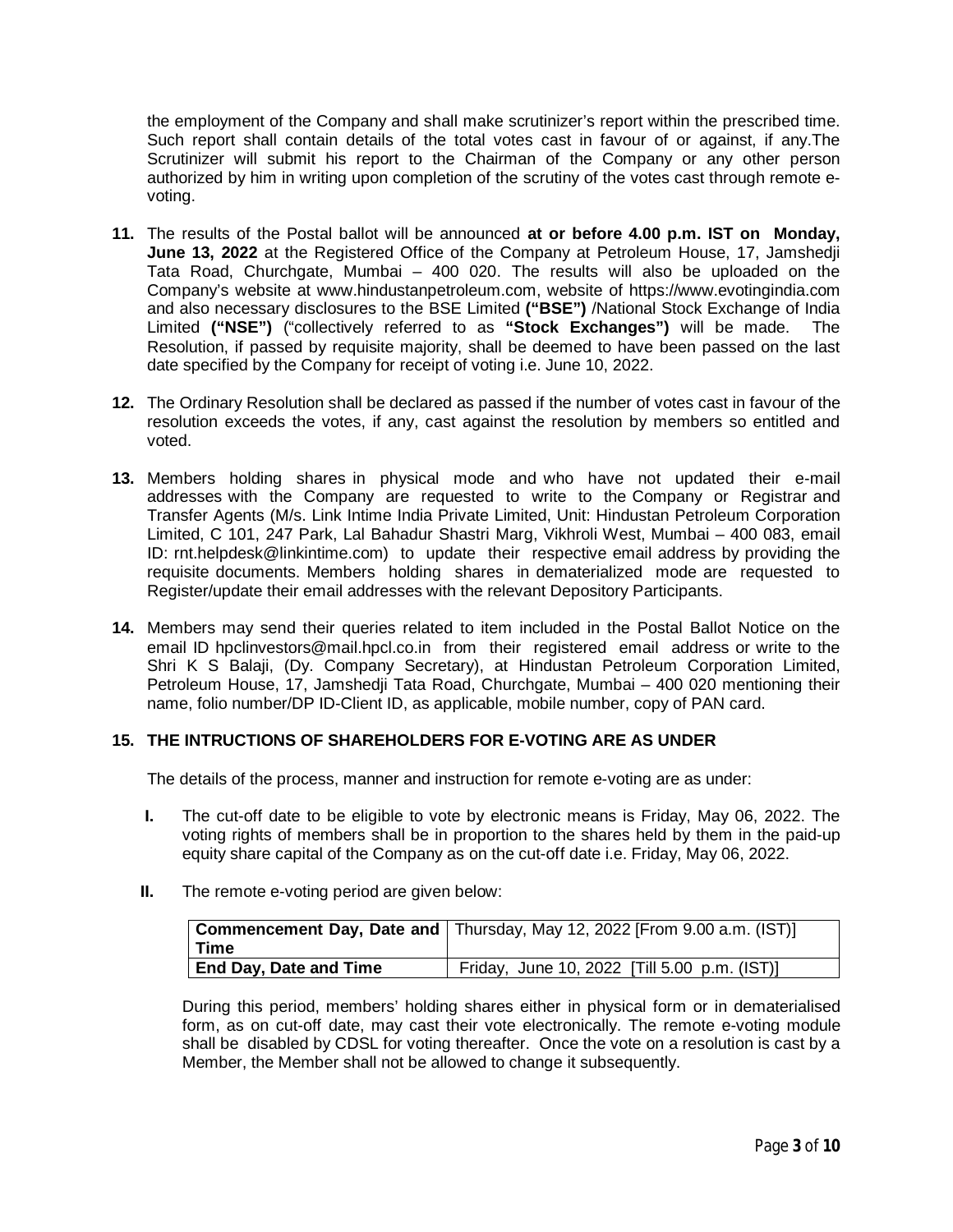the employment of the Company and shall make scrutinizer's report within the prescribed time. Such report shall contain details of the total votes cast in favour of or against, if any.The Scrutinizer will submit his report to the Chairman of the Company or any other person authorized by him in writing upon completion of the scrutiny of the votes cast through remote e-voting.

**11.** The results of the Postal ballot will be announced **at or before 4.00 p.m. IST on Monday, June 13, 2022** at the Registered Office of the Company at Petroleum House, 17, Jamshedji Tata Road, Churchgate, Mumbai – 400 020. The results will also be uploaded on the Company's website at www.hindustanpetroleum.com, website of https://www.evotingindia.com and also necessary disclosures to the BSE Limited **("BSE")** /National Stock Exchange of India Limited **("NSE")** ("collectively referred to as **"Stock Exchanges")** will be made. The Resolution, if passed by requisite majority, shall be deemed to have been passed on the last date specified by the Company for receipt of voting i.e. June 10, 2022.

**12.** The Ordinary Resolution shall be declared as passed if the number of votes cast in favour of the resolution exceeds the votes, if any, cast against the resolution by members so entitled and voted.

**13.** Members holding shares in physical mode and who have not updated their e-mail addresses with the Company are requested to write to the Company or Registrar and Transfer Agents (M/s. Link Intime India Private Limited, Unit: Hindustan Petroleum Corporation Limited, C 101, 247 Park, Lal Bahadur Shastri Marg, Vikhroli West, Mumbai – 400 083, email ID: rnt.helpdesk@linkintime.com) to update their respective email address by providing the requisite documents. Members holding shares in dematerialized mode are requested to Register/update their email addresses with the relevant Depository Participants.

**14.** Members may send their queries related to item included in the Postal Ballot Notice on the email ID hpclinvestors@mail.hpcl.co.in from their registered email address or write to the Shri K S Balaji, (Dy. Company Secretary), at Hindustan Petroleum Corporation Limited, Petroleum House, 17, Jamshedji Tata Road, Churchgate, Mumbai – 400 020 mentioning their name, folio number/DP ID-Client ID, as applicable, mobile number, copy of PAN card.

**15. THE INTRUCTIONS OF SHAREHOLDERS FOR E-VOTING ARE AS UNDER**

The details of the process, manner and instruction for remote e-voting are as under:

**I.** The cut-off date to be eligible to vote by electronic means is Friday, May 06, 2022. The voting rights of members shall be in proportion to the shares held by them in the paid-up equity share capital of the Company as on the cut-off date i.e. Friday, May 06, 2022.

**II.** The remote e-voting period are given below:

| **Commencement Day, Date and Time** | Thursday, May 12, 2022 [From 9.00 a.m. (IST)] |
|---|---|
| **End Day, Date and Time** | Friday, June 10, 2022 [Till 5.00 p.m. (IST)] |

During this period, members' holding shares either in physical form or in dematerialised form, as on cut-off date, may cast their vote electronically. The remote e-voting module shall be disabled by CDSL for voting thereafter. Once the vote on a resolution is cast by a Member, the Member shall not be allowed to change it subsequently.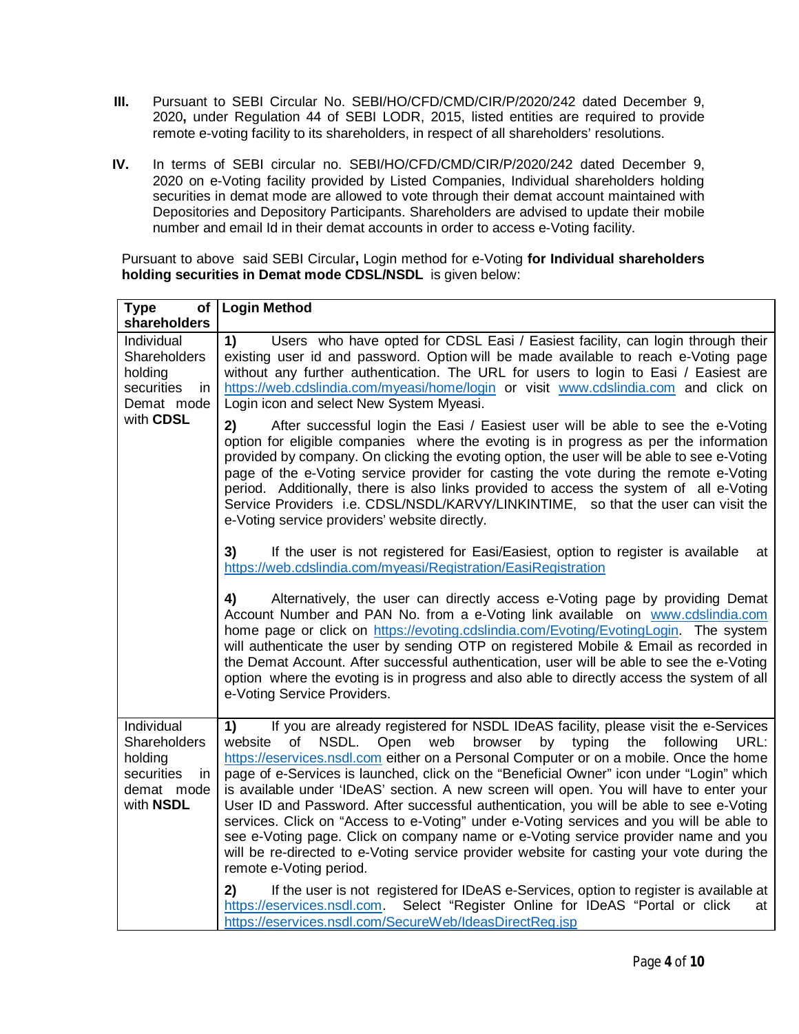**III.** Pursuant to SEBI Circular No. SEBI/HO/CFD/CMD/CIR/P/2020/242 dated December 9, 2020**,** under Regulation 44 of SEBI LODR, 2015, listed entities are required to provide remote e-voting facility to its shareholders, in respect of all shareholders' resolutions.

**IV.** In terms of SEBI circular no. SEBI/HO/CFD/CMD/CIR/P/2020/242 dated December 9, 2020 on e-Voting facility provided by Listed Companies, Individual shareholders holding securities in demat mode are allowed to vote through their demat account maintained with Depositories and Depository Participants. Shareholders are advised to update their mobile number and email Id in their demat accounts in order to access e-Voting facility.

Pursuant to above said SEBI Circular**,** Login method for e-Voting **for Individual shareholders holding securities in Demat mode CDSL/NSDL** is given below:

| **Type of shareholders** | **Login Method** |
|---|---|
| Individual Shareholders holding securities in Demat mode with **CDSL** | **1)** Users who have opted for CDSL Easi / Easiest facility, can login through their existing user id and password. Option will be made available to reach e-Voting page without any further authentication. The URL for users to login to Easi / Easiest are https://web.cdslindia.com/myeasi/home/login or visit www.cdslindia.com and click on Login icon and select New System Myeasi.<br><br>**2)** After successful login the Easi / Easiest user will be able to see the e-Voting option for eligible companies where the evoting is in progress as per the information provided by company. On clicking the evoting option, the user will be able to see e-Voting page of the e-Voting service provider for casting the vote during the remote e-Voting period. Additionally, there is also links provided to access the system of all e-Voting Service Providers i.e. CDSL/NSDL/KARVY/LINKINTIME, so that the user can visit the e-Voting service providers' website directly.<br><br>**3)** If the user is not registered for Easi/Easiest, option to register is available at https://web.cdslindia.com/myeasi/Registration/EasiRegistration<br><br>**4)** Alternatively, the user can directly access e-Voting page by providing Demat Account Number and PAN No. from a e-Voting link available on www.cdslindia.com home page or click on https://evoting.cdslindia.com/Evoting/EvotingLogin. The system will authenticate the user by sending OTP on registered Mobile & Email as recorded in the Demat Account. After successful authentication, user will be able to see the e-Voting option where the evoting is in progress and also able to directly access the system of all e-Voting Service Providers. |
| Individual Shareholders holding securities in demat mode with **NSDL** | **1)** If you are already registered for NSDL IDeAS facility, please visit the e-Services website of NSDL. Open web browser by typing the following URL: https://eservices.nsdl.com either on a Personal Computer or on a mobile. Once the home page of e-Services is launched, click on the "Beneficial Owner" icon under "Login" which is available under 'IDeAS' section. A new screen will open. You will have to enter your User ID and Password. After successful authentication, you will be able to see e-Voting services. Click on "Access to e-Voting" under e-Voting services and you will be able to see e-Voting page. Click on company name or e-Voting service provider name and you will be re-directed to e-Voting service provider website for casting your vote during the remote e-Voting period.<br><br>**2)** If the user is not registered for IDeAS e-Services, option to register is available at https://eservices.nsdl.com. Select "Register Online for IDeAS "Portal or click at https://eservices.nsdl.com/SecureWeb/IdeasDirectReg.jsp |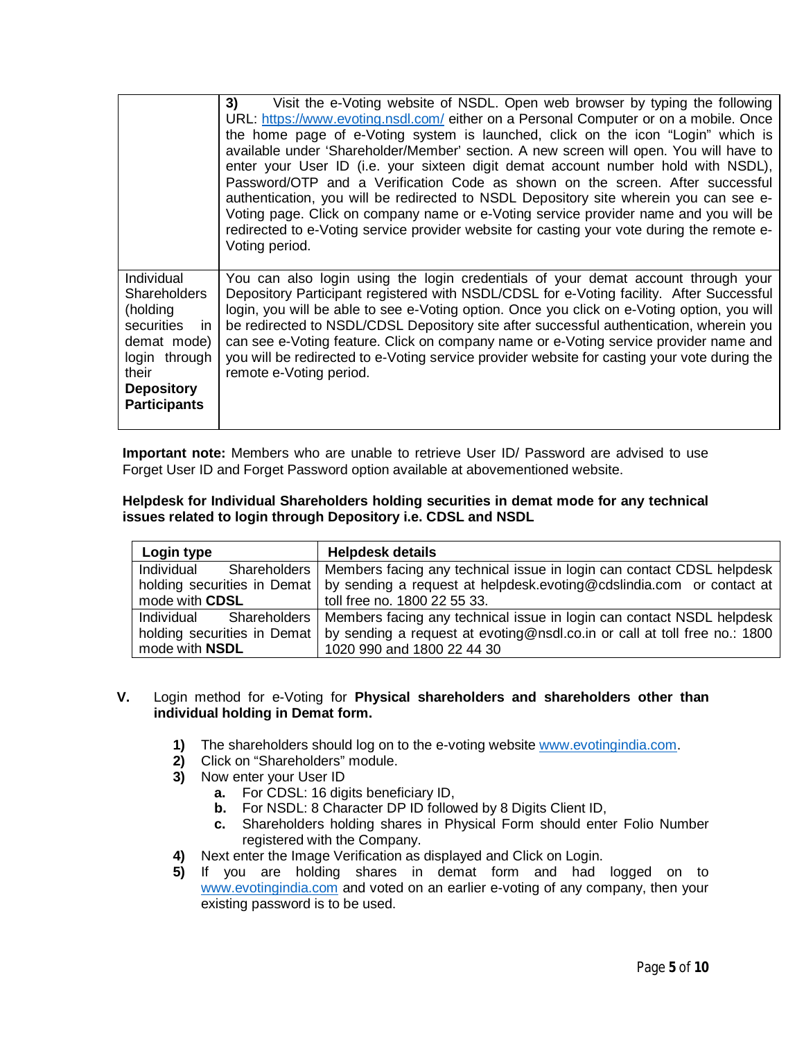| | |
|---|---|
| | **3)** Visit the e-Voting website of NSDL. Open web browser by typing the following URL: https://www.evoting.nsdl.com/ either on a Personal Computer or on a mobile. Once the home page of e-Voting system is launched, click on the icon "Login" which is available under 'Shareholder/Member' section. A new screen will open. You will have to enter your User ID (i.e. your sixteen digit demat account number hold with NSDL), Password/OTP and a Verification Code as shown on the screen. After successful authentication, you will be redirected to NSDL Depository site wherein you can see e-Voting page. Click on company name or e-Voting service provider name and you will be redirected to e-Voting service provider website for casting your vote during the remote e-Voting period. |
| Individual Shareholders (holding securities in demat mode) login through their **Depository Participants** | You can also login using the login credentials of your demat account through your Depository Participant registered with NSDL/CDSL for e-Voting facility. After Successful login, you will be able to see e-Voting option. Once you click on e-Voting option, you will be redirected to NSDL/CDSL Depository site after successful authentication, wherein you can see e-Voting feature. Click on company name or e-Voting service provider name and you will be redirected to e-Voting service provider website for casting your vote during the remote e-Voting period. |

**Important note:** Members who are unable to retrieve User ID/ Password are advised to use Forget User ID and Forget Password option available at abovementioned website.

**Helpdesk for Individual Shareholders holding securities in demat mode for any technical issues related to login through Depository i.e. CDSL and NSDL**

| Login type | Helpdesk details |
|---|---|
| Individual Shareholders holding securities in Demat mode with **CDSL** | Members facing any technical issue in login can contact CDSL helpdesk by sending a request at helpdesk.evoting@cdslindia.com or contact at toll free no. 1800 22 55 33. |
| Individual Shareholders holding securities in Demat mode with **NSDL** | Members facing any technical issue in login can contact NSDL helpdesk by sending a request at evoting@nsdl.co.in or call at toll free no.: 1800 1020 990 and 1800 22 44 30 |

**V.** Login method for e-Voting for **Physical shareholders and shareholders other than individual holding in Demat form.**

1) The shareholders should log on to the e-voting website www.evotingindia.com.
2) Click on "Shareholders" module.
3) Now enter your User ID
   a. For CDSL: 16 digits beneficiary ID,
   b. For NSDL: 8 Character DP ID followed by 8 Digits Client ID,
   c. Shareholders holding shares in Physical Form should enter Folio Number registered with the Company.
4) Next enter the Image Verification as displayed and Click on Login.
5) If you are holding shares in demat form and had logged on to www.evotingindia.com and voted on an earlier e-voting of any company, then your existing password is to be used.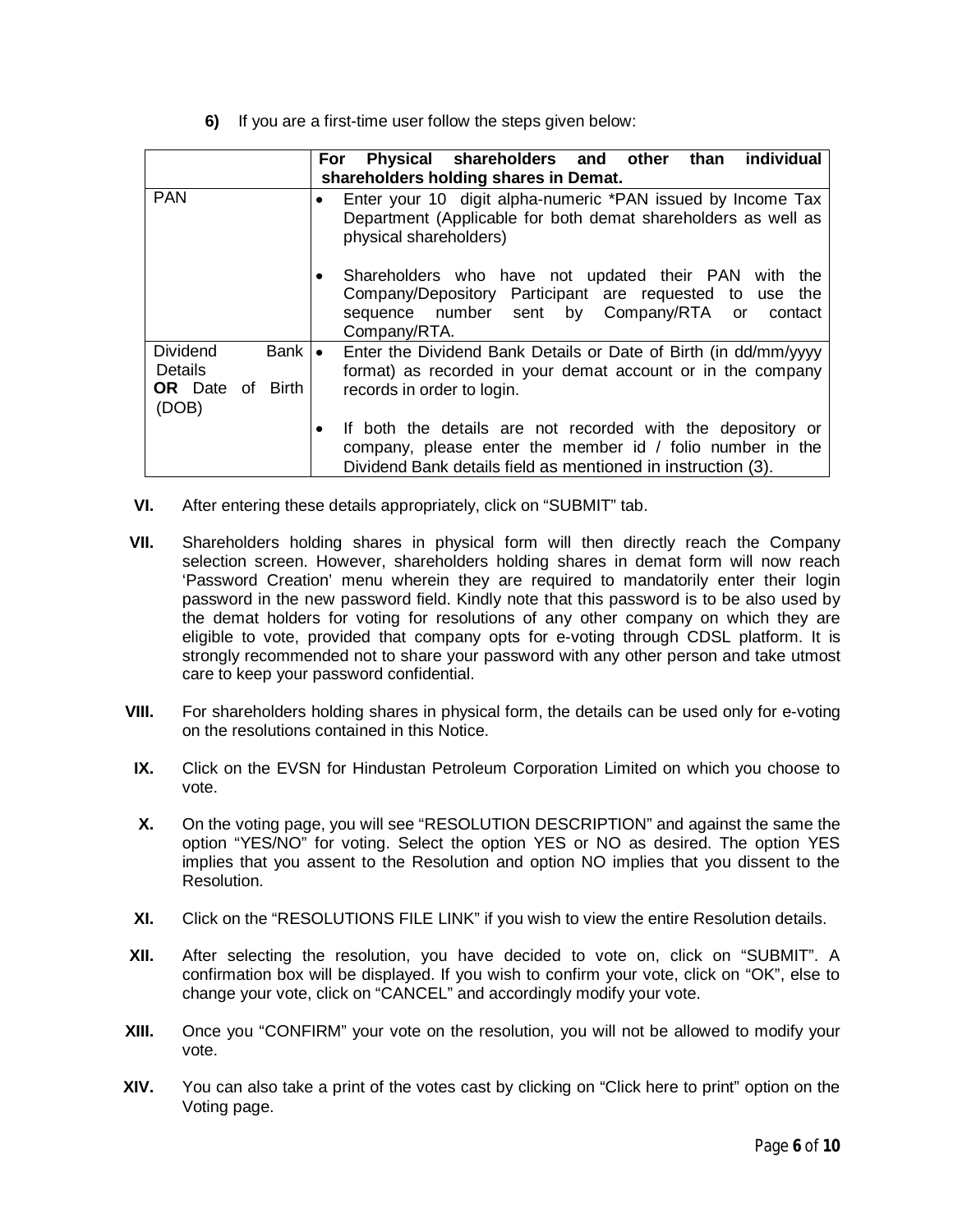6) If you are a first-time user follow the steps given below:

| | **For Physical shareholders and other than individual shareholders holding shares in Demat.** |
|---|---|
| PAN | • Enter your 10 digit alpha-numeric *PAN issued by Income Tax Department (Applicable for both demat shareholders as well as physical shareholders)<br><br>• Shareholders who have not updated their PAN with the Company/Depository Participant are requested to use the sequence number sent by Company/RTA or contact Company/RTA. |
| Dividend Bank Details **OR** Date of Birth (DOB) | • Enter the Dividend Bank Details or Date of Birth (in dd/mm/yyyy format) as recorded in your demat account or in the company records in order to login.<br><br>• If both the details are not recorded with the depository or company, please enter the member id / folio number in the Dividend Bank details field as mentioned in instruction (3). |

**VI.** After entering these details appropriately, click on "SUBMIT" tab.

**VII.** Shareholders holding shares in physical form will then directly reach the Company selection screen. However, shareholders holding shares in demat form will now reach 'Password Creation' menu wherein they are required to mandatorily enter their login password in the new password field. Kindly note that this password is to be also used by the demat holders for voting for resolutions of any other company on which they are eligible to vote, provided that company opts for e-voting through CDSL platform. It is strongly recommended not to share your password with any other person and take utmost care to keep your password confidential.

**VIII.** For shareholders holding shares in physical form, the details can be used only for e-voting on the resolutions contained in this Notice.

**IX.** Click on the EVSN for Hindustan Petroleum Corporation Limited on which you choose to vote.

**X.** On the voting page, you will see "RESOLUTION DESCRIPTION" and against the same the option "YES/NO" for voting. Select the option YES or NO as desired. The option YES implies that you assent to the Resolution and option NO implies that you dissent to the Resolution.

**XI.** Click on the "RESOLUTIONS FILE LINK" if you wish to view the entire Resolution details.

**XII.** After selecting the resolution, you have decided to vote on, click on "SUBMIT". A confirmation box will be displayed. If you wish to confirm your vote, click on "OK", else to change your vote, click on "CANCEL" and accordingly modify your vote.

**XIII.** Once you "CONFIRM" your vote on the resolution, you will not be allowed to modify your vote.

**XIV.** You can also take a print of the votes cast by clicking on "Click here to print" option on the Voting page.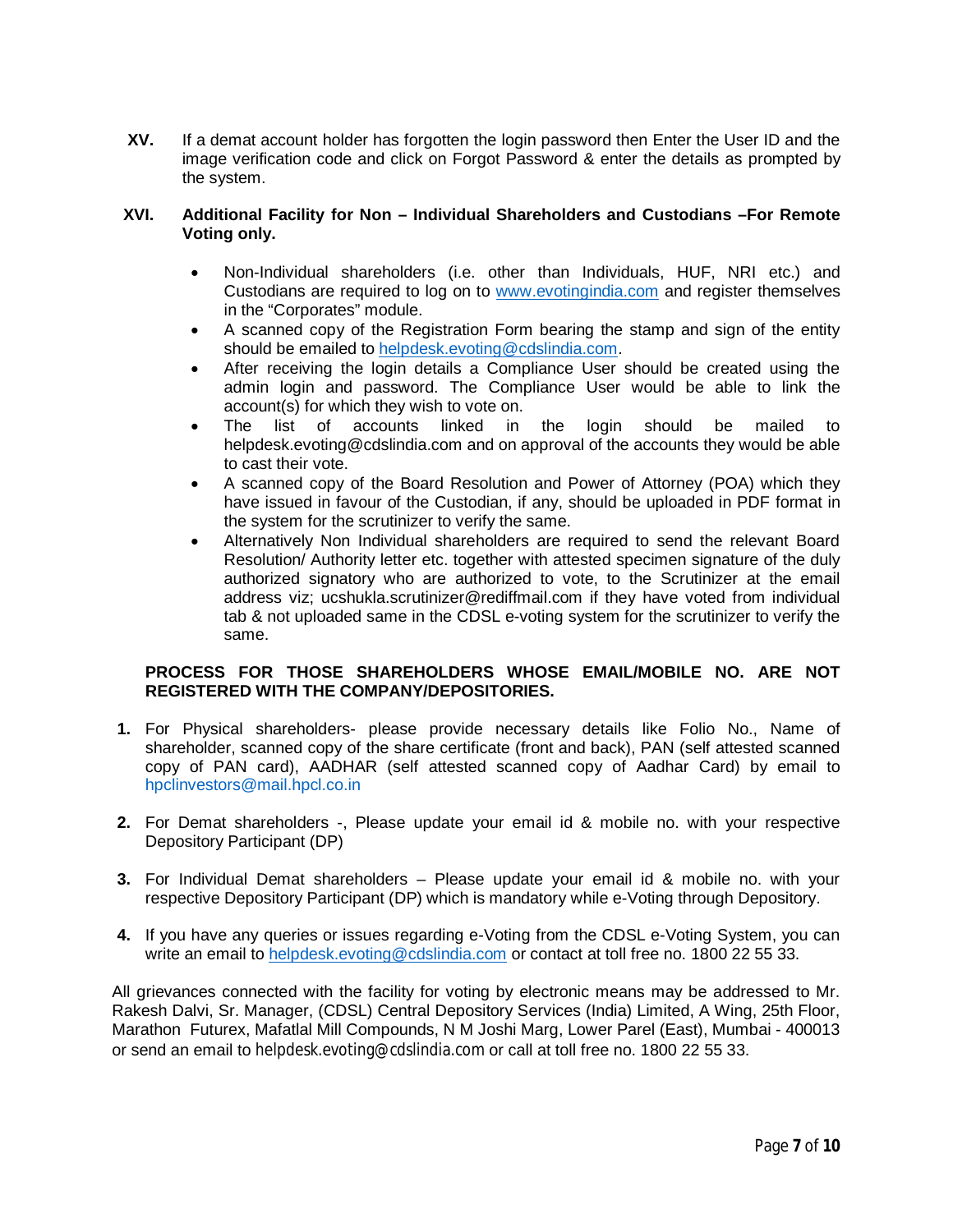**XV.** If a demat account holder has forgotten the login password then Enter the User ID and the image verification code and click on Forgot Password & enter the details as prompted by the system.

**XVI. Additional Facility for Non – Individual Shareholders and Custodians –For Remote Voting only.**

- Non-Individual shareholders (i.e. other than Individuals, HUF, NRI etc.) and Custodians are required to log on to www.evotingindia.com and register themselves in the "Corporates" module.
- A scanned copy of the Registration Form bearing the stamp and sign of the entity should be emailed to helpdesk.evoting@cdslindia.com.
- After receiving the login details a Compliance User should be created using the admin login and password. The Compliance User would be able to link the account(s) for which they wish to vote on.
- The list of accounts linked in the login should be mailed to helpdesk.evoting@cdslindia.com and on approval of the accounts they would be able to cast their vote.
- A scanned copy of the Board Resolution and Power of Attorney (POA) which they have issued in favour of the Custodian, if any, should be uploaded in PDF format in the system for the scrutinizer to verify the same.
- Alternatively Non Individual shareholders are required to send the relevant Board Resolution/ Authority letter etc. together with attested specimen signature of the duly authorized signatory who are authorized to vote, to the Scrutinizer at the email address viz; ucshukla.scrutinizer@rediffmail.com if they have voted from individual tab & not uploaded same in the CDSL e-voting system for the scrutinizer to verify the same.

**PROCESS FOR THOSE SHAREHOLDERS WHOSE EMAIL/MOBILE NO. ARE NOT REGISTERED WITH THE COMPANY/DEPOSITORIES.**

1. For Physical shareholders- please provide necessary details like Folio No., Name of shareholder, scanned copy of the share certificate (front and back), PAN (self attested scanned copy of PAN card), AADHAR (self attested scanned copy of Aadhar Card) by email to hpclinvestors@mail.hpcl.co.in

2. For Demat shareholders -, Please update your email id & mobile no. with your respective Depository Participant (DP)

3. For Individual Demat shareholders – Please update your email id & mobile no. with your respective Depository Participant (DP) which is mandatory while e-Voting through Depository.

4. If you have any queries or issues regarding e-Voting from the CDSL e-Voting System, you can write an email to helpdesk.evoting@cdslindia.com or contact at toll free no. 1800 22 55 33.

All grievances connected with the facility for voting by electronic means may be addressed to Mr. Rakesh Dalvi, Sr. Manager, (CDSL) Central Depository Services (India) Limited, A Wing, 25th Floor, Marathon Futurex, Mafatlal Mill Compounds, N M Joshi Marg, Lower Parel (East), Mumbai - 400013 or send an email to helpdesk.evoting@cdslindia.com or call at toll free no. 1800 22 55 33.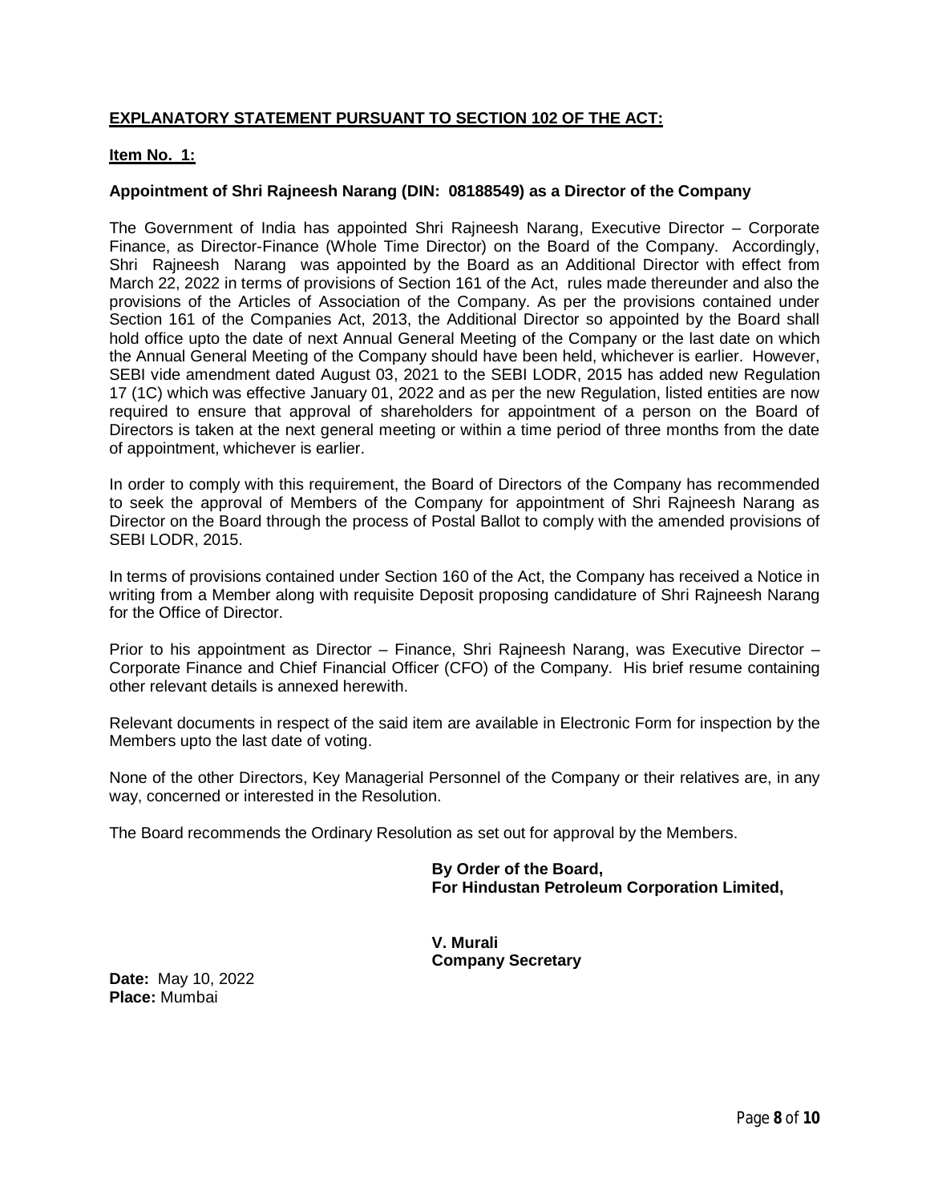**EXPLANATORY STATEMENT PURSUANT TO SECTION 102 OF THE ACT:**

**Item No. 1:**

**Appointment of Shri Rajneesh Narang (DIN: 08188549) as a Director of the Company**

The Government of India has appointed Shri Rajneesh Narang, Executive Director – Corporate Finance, as Director-Finance (Whole Time Director) on the Board of the Company. Accordingly, Shri Rajneesh Narang was appointed by the Board as an Additional Director with effect from March 22, 2022 in terms of provisions of Section 161 of the Act, rules made thereunder and also the provisions of the Articles of Association of the Company. As per the provisions contained under Section 161 of the Companies Act, 2013, the Additional Director so appointed by the Board shall hold office upto the date of next Annual General Meeting of the Company or the last date on which the Annual General Meeting of the Company should have been held, whichever is earlier. However, SEBI vide amendment dated August 03, 2021 to the SEBI LODR, 2015 has added new Regulation 17 (1C) which was effective January 01, 2022 and as per the new Regulation, listed entities are now required to ensure that approval of shareholders for appointment of a person on the Board of Directors is taken at the next general meeting or within a time period of three months from the date of appointment, whichever is earlier.

In order to comply with this requirement, the Board of Directors of the Company has recommended to seek the approval of Members of the Company for appointment of Shri Rajneesh Narang as Director on the Board through the process of Postal Ballot to comply with the amended provisions of SEBI LODR, 2015.

In terms of provisions contained under Section 160 of the Act, the Company has received a Notice in writing from a Member along with requisite Deposit proposing candidature of Shri Rajneesh Narang for the Office of Director.

Prior to his appointment as Director – Finance, Shri Rajneesh Narang, was Executive Director – Corporate Finance and Chief Financial Officer (CFO) of the Company. His brief resume containing other relevant details is annexed herewith.

Relevant documents in respect of the said item are available in Electronic Form for inspection by the Members upto the last date of voting.

None of the other Directors, Key Managerial Personnel of the Company or their relatives are, in any way, concerned or interested in the Resolution.

The Board recommends the Ordinary Resolution as set out for approval by the Members.

**By Order of the Board,**
**For Hindustan Petroleum Corporation Limited,**

**V. Murali**
**Company Secretary**

**Date:** May 10, 2022
**Place:** Mumbai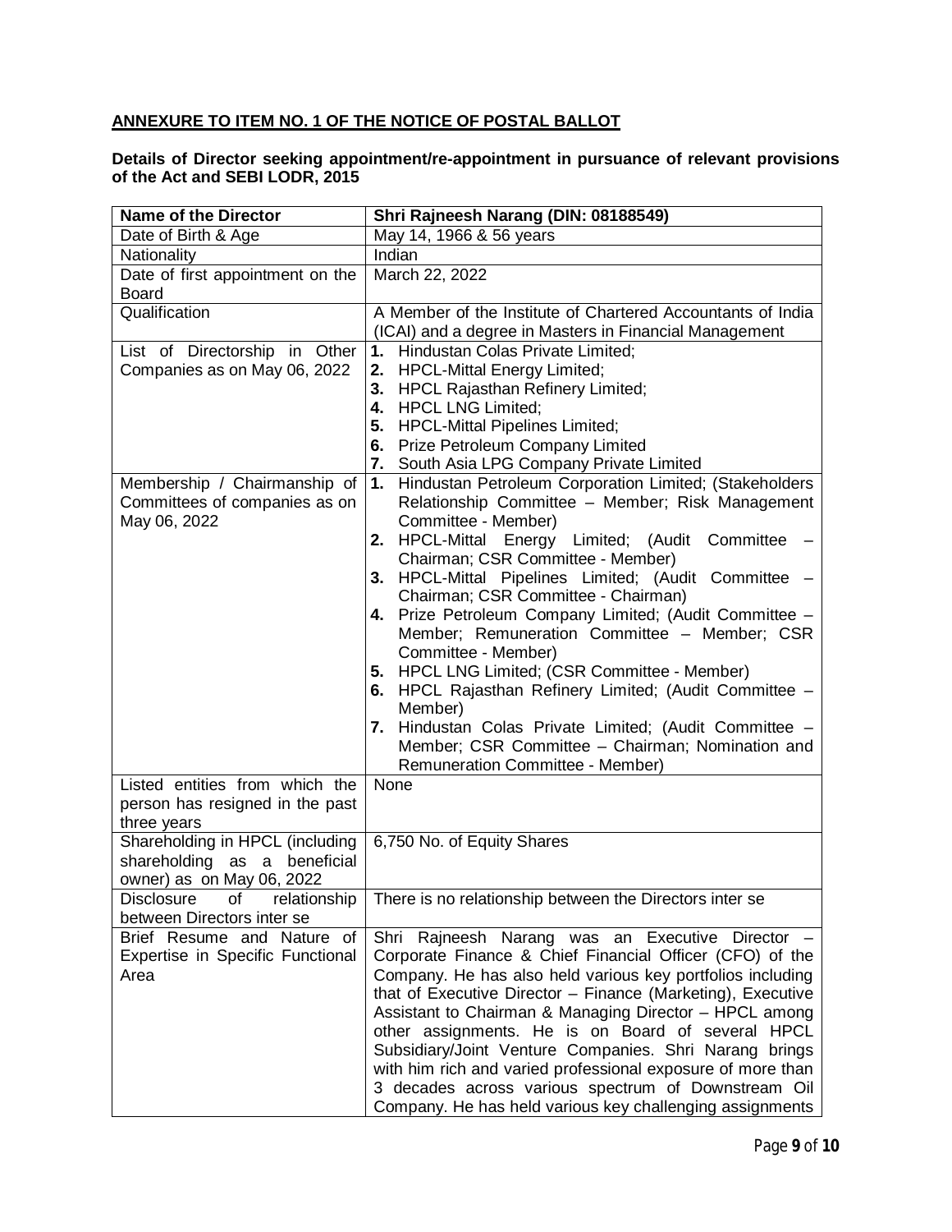**ANNEXURE TO ITEM NO. 1 OF THE NOTICE OF POSTAL BALLOT**

**Details of Director seeking appointment/re-appointment in pursuance of relevant provisions of the Act and SEBI LODR, 2015**

| **Name of the Director** | **Shri Rajneesh Narang (DIN: 08188549)** |
|---|---|
| Date of Birth & Age | May 14, 1966 & 56 years |
| Nationality | Indian |
| Date of first appointment on the Board | March 22, 2022 |
| Qualification | A Member of the Institute of Chartered Accountants of India (ICAI) and a degree in Masters in Financial Management |
| List of Directorship in Other Companies as on May 06, 2022 | **1.** Hindustan Colas Private Limited; <br> **2.** HPCL-Mittal Energy Limited; <br> **3.** HPCL Rajasthan Refinery Limited; <br> **4.** HPCL LNG Limited; <br> **5.** HPCL-Mittal Pipelines Limited; <br> **6.** Prize Petroleum Company Limited <br> **7.** South Asia LPG Company Private Limited |
| Membership / Chairmanship of Committees of companies as on May 06, 2022 | **1.** Hindustan Petroleum Corporation Limited; (Stakeholders Relationship Committee – Member; Risk Management Committee - Member) <br> **2.** HPCL-Mittal Energy Limited; (Audit Committee – Chairman; CSR Committee - Member) <br> **3.** HPCL-Mittal Pipelines Limited; (Audit Committee – Chairman; CSR Committee - Chairman) <br> **4.** Prize Petroleum Company Limited; (Audit Committee – Member; Remuneration Committee – Member; CSR Committee - Member) <br> **5.** HPCL LNG Limited; (CSR Committee - Member) <br> **6.** HPCL Rajasthan Refinery Limited; (Audit Committee – Member) <br> **7.** Hindustan Colas Private Limited; (Audit Committee – Member; CSR Committee – Chairman; Nomination and Remuneration Committee - Member) |
| Listed entities from which the person has resigned in the past three years | None |
| Shareholding in HPCL (including shareholding as a beneficial owner) as on May 06, 2022 | 6,750 No. of Equity Shares |
| Disclosure of relationship between Directors inter se | There is no relationship between the Directors inter se |
| Brief Resume and Nature of Expertise in Specific Functional Area | Shri Rajneesh Narang was an Executive Director – Corporate Finance & Chief Financial Officer (CFO) of the Company. He has also held various key portfolios including that of Executive Director – Finance (Marketing), Executive Assistant to Chairman & Managing Director – HPCL among other assignments. He is on Board of several HPCL Subsidiary/Joint Venture Companies. Shri Narang brings with him rich and varied professional exposure of more than 3 decades across various spectrum of Downstream Oil Company. He has held various key challenging assignments |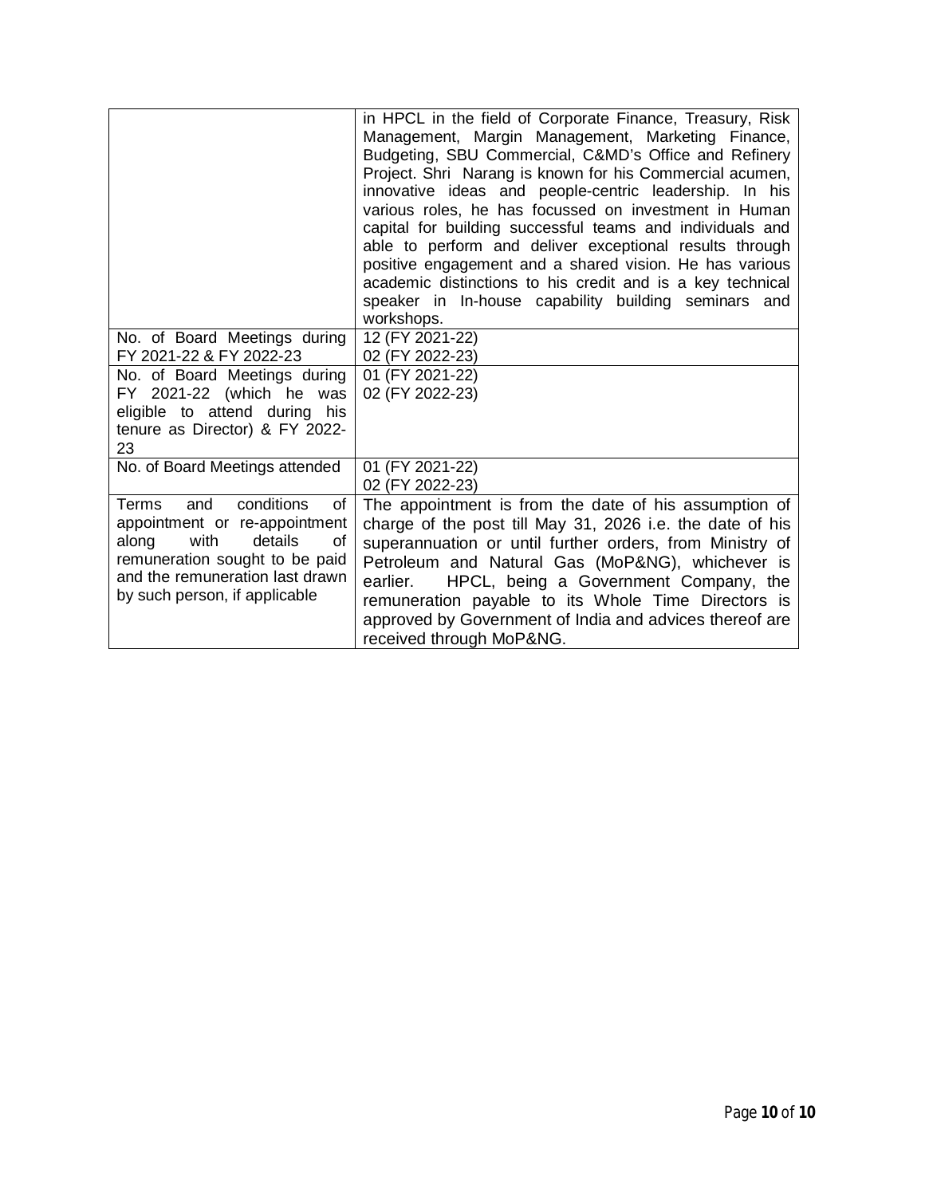| | |
|---|---|
| | in HPCL in the field of Corporate Finance, Treasury, Risk Management, Margin Management, Marketing Finance, Budgeting, SBU Commercial, C&MD's Office and Refinery Project. Shri Narang is known for his Commercial acumen, innovative ideas and people-centric leadership. In his various roles, he has focussed on investment in Human capital for building successful teams and individuals and able to perform and deliver exceptional results through positive engagement and a shared vision. He has various academic distinctions to his credit and is a key technical speaker in In-house capability building seminars and workshops. |
| No. of Board Meetings during FY 2021-22 & FY 2022-23 | 12 (FY 2021-22)<br>02 (FY 2022-23) |
| No. of Board Meetings during FY 2021-22 (which he was eligible to attend during his tenure as Director) & FY 2022-23 | 01 (FY 2021-22)<br>02 (FY 2022-23) |
| No. of Board Meetings attended | 01 (FY 2021-22)<br>02 (FY 2022-23) |
| Terms and conditions of appointment or re-appointment along with details of remuneration sought to be paid and the remuneration last drawn by such person, if applicable | The appointment is from the date of his assumption of charge of the post till May 31, 2026 i.e. the date of his superannuation or until further orders, from Ministry of Petroleum and Natural Gas (MoP&NG), whichever is earlier. HPCL, being a Government Company, the remuneration payable to its Whole Time Directors is approved by Government of India and advices thereof are received through MoP&NG. |